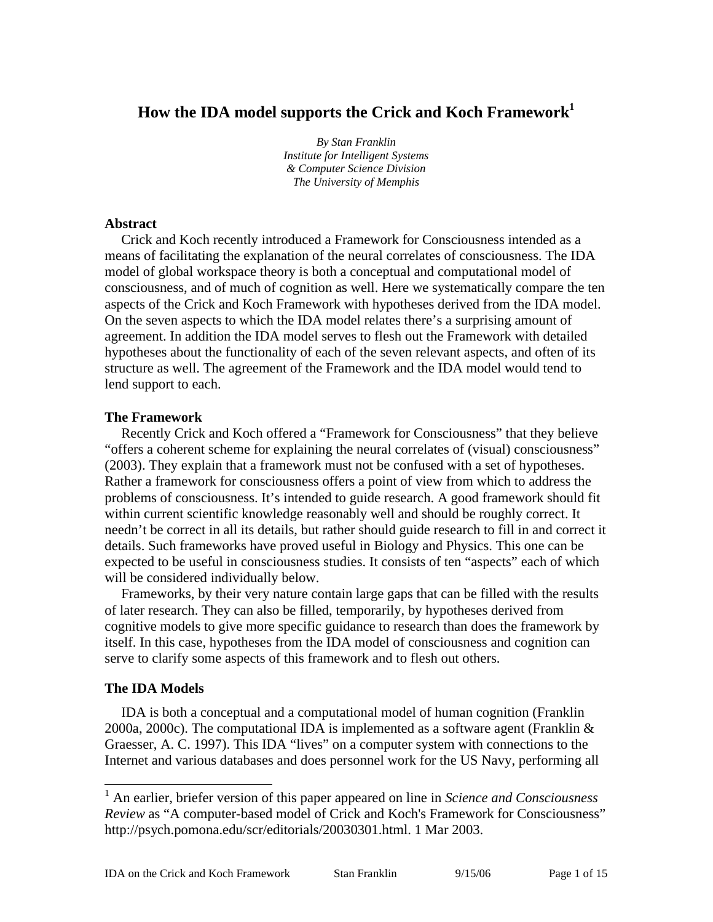# How the IDA model supports the Crick and Koch Framework[1]

*By Stan Franklin*
*Institute for Intelligent Systems*
*& Computer Science Division*
*The University of Memphis*

### Abstract

Crick and Koch recently introduced a Framework for Consciousness intended as a means of facilitating the explanation of the neural correlates of consciousness. The IDA model of global workspace theory is both a conceptual and computational model of consciousness, and of much of cognition as well. Here we systematically compare the ten aspects of the Crick and Koch Framework with hypotheses derived from the IDA model. On the seven aspects to which the IDA model relates there's a surprising amount of agreement. In addition the IDA model serves to flesh out the Framework with detailed hypotheses about the functionality of each of the seven relevant aspects, and often of its structure as well. The agreement of the Framework and the IDA model would tend to lend support to each.

### The Framework

Recently Crick and Koch offered a "Framework for Consciousness" that they believe "offers a coherent scheme for explaining the neural correlates of (visual) consciousness" (2003). They explain that a framework must not be confused with a set of hypotheses. Rather a framework for consciousness offers a point of view from which to address the problems of consciousness. It's intended to guide research. A good framework should fit within current scientific knowledge reasonably well and should be roughly correct. It needn't be correct in all its details, but rather should guide research to fill in and correct it details. Such frameworks have proved useful in Biology and Physics. This one can be expected to be useful in consciousness studies. It consists of ten "aspects" each of which will be considered individually below.

Frameworks, by their very nature contain large gaps that can be filled with the results of later research. They can also be filled, temporarily, by hypotheses derived from cognitive models to give more specific guidance to research than does the framework by itself. In this case, hypotheses from the IDA model of consciousness and cognition can serve to clarify some aspects of this framework and to flesh out others.

### The IDA Models

IDA is both a conceptual and a computational model of human cognition (Franklin 2000a, 2000c). The computational IDA is implemented as a software agent (Franklin & Graesser, A. C. 1997). This IDA "lives" on a computer system with connections to the Internet and various databases and does personnel work for the US Navy, performing all

---

[1] An earlier, briefer version of this paper appeared on line in *Science and Consciousness Review* as "A computer-based model of Crick and Koch's Framework for Consciousness" http://psych.pomona.edu/scr/editorials/20030301.html. 1 Mar 2003.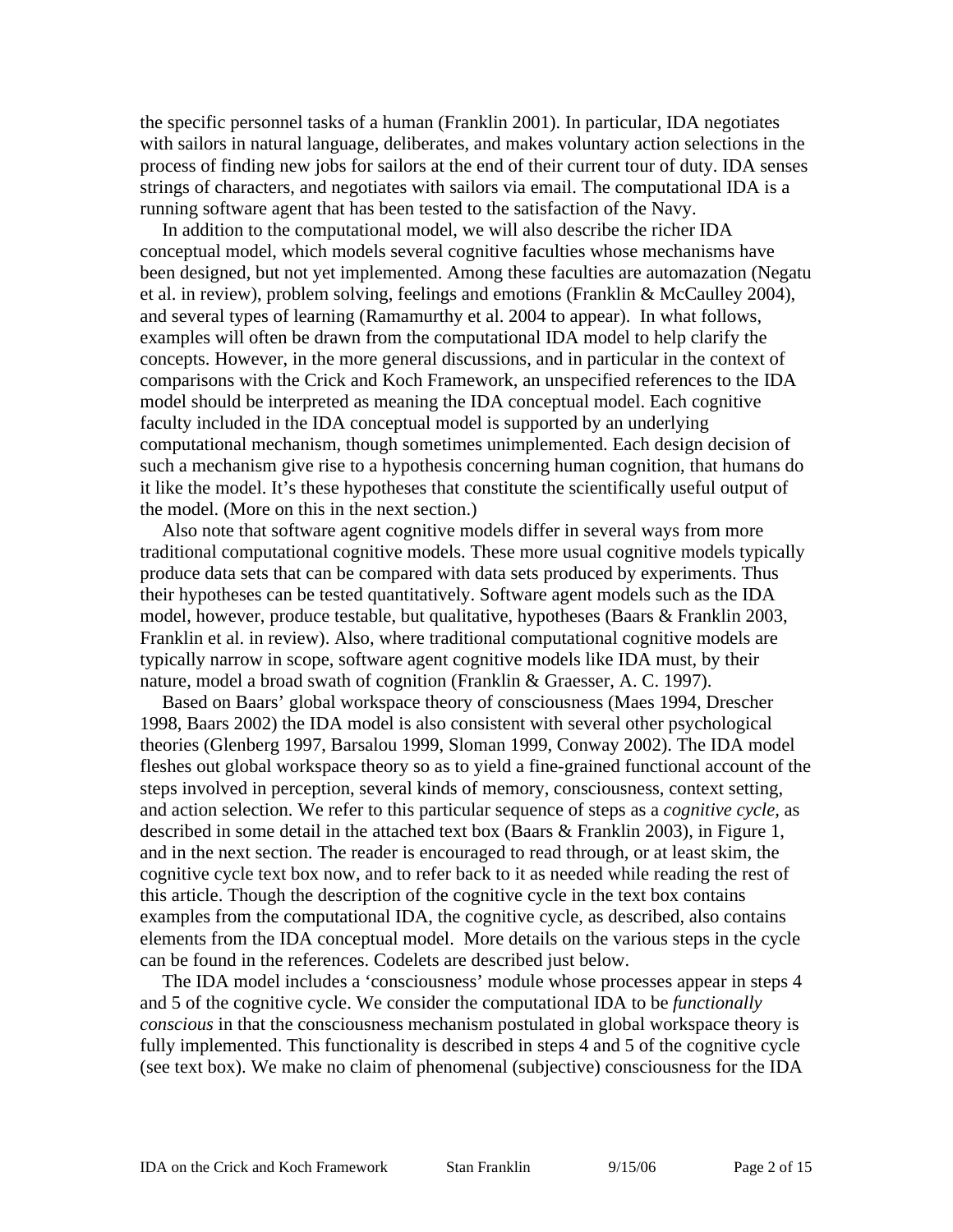the specific personnel tasks of a human (Franklin 2001). In particular, IDA negotiates with sailors in natural language, deliberates, and makes voluntary action selections in the process of finding new jobs for sailors at the end of their current tour of duty. IDA senses strings of characters, and negotiates with sailors via email. The computational IDA is a running software agent that has been tested to the satisfaction of the Navy.

In addition to the computational model, we will also describe the richer IDA conceptual model, which models several cognitive faculties whose mechanisms have been designed, but not yet implemented. Among these faculties are automazation (Negatu et al. in review), problem solving, feelings and emotions (Franklin & McCaulley 2004), and several types of learning (Ramamurthy et al. 2004 to appear). In what follows, examples will often be drawn from the computational IDA model to help clarify the concepts. However, in the more general discussions, and in particular in the context of comparisons with the Crick and Koch Framework, an unspecified references to the IDA model should be interpreted as meaning the IDA conceptual model. Each cognitive faculty included in the IDA conceptual model is supported by an underlying computational mechanism, though sometimes unimplemented. Each design decision of such a mechanism give rise to a hypothesis concerning human cognition, that humans do it like the model. It's these hypotheses that constitute the scientifically useful output of the model. (More on this in the next section.)

Also note that software agent cognitive models differ in several ways from more traditional computational cognitive models. These more usual cognitive models typically produce data sets that can be compared with data sets produced by experiments. Thus their hypotheses can be tested quantitatively. Software agent models such as the IDA model, however, produce testable, but qualitative, hypotheses (Baars & Franklin 2003, Franklin et al. in review). Also, where traditional computational cognitive models are typically narrow in scope, software agent cognitive models like IDA must, by their nature, model a broad swath of cognition (Franklin & Graesser, A. C. 1997).

Based on Baars' global workspace theory of consciousness (Maes 1994, Drescher 1998, Baars 2002) the IDA model is also consistent with several other psychological theories (Glenberg 1997, Barsalou 1999, Sloman 1999, Conway 2002). The IDA model fleshes out global workspace theory so as to yield a fine-grained functional account of the steps involved in perception, several kinds of memory, consciousness, context setting, and action selection. We refer to this particular sequence of steps as a *cognitive cycle*, as described in some detail in the attached text box (Baars & Franklin 2003), in Figure 1, and in the next section. The reader is encouraged to read through, or at least skim, the cognitive cycle text box now, and to refer back to it as needed while reading the rest of this article. Though the description of the cognitive cycle in the text box contains examples from the computational IDA, the cognitive cycle, as described, also contains elements from the IDA conceptual model. More details on the various steps in the cycle can be found in the references. Codelets are described just below.

The IDA model includes a 'consciousness' module whose processes appear in steps 4 and 5 of the cognitive cycle. We consider the computational IDA to be *functionally conscious* in that the consciousness mechanism postulated in global workspace theory is fully implemented. This functionality is described in steps 4 and 5 of the cognitive cycle (see text box). We make no claim of phenomenal (subjective) consciousness for the IDA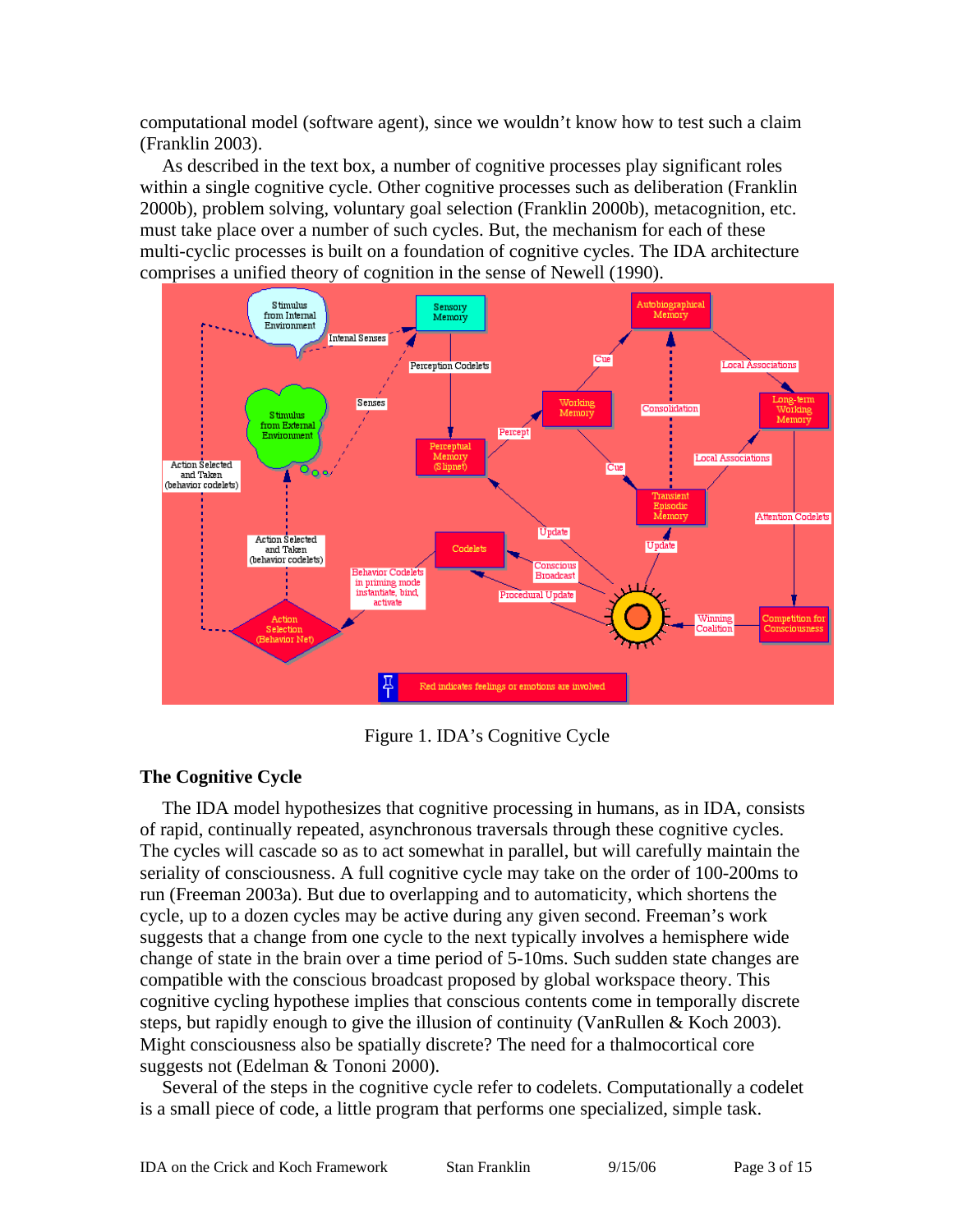computational model (software agent), since we wouldn't know how to test such a claim (Franklin 2003).

As described in the text box, a number of cognitive processes play significant roles within a single cognitive cycle. Other cognitive processes such as deliberation (Franklin 2000b), problem solving, voluntary goal selection (Franklin 2000b), metacognition, etc. must take place over a number of such cycles. But, the mechanism for each of these multi-cyclic processes is built on a foundation of cognitive cycles. The IDA architecture comprises a unified theory of cognition in the sense of Newell (1990).

Figure 1. IDA's Cognitive Cycle

## The Cognitive Cycle

The IDA model hypothesizes that cognitive processing in humans, as in IDA, consists of rapid, continually repeated, asynchronous traversals through these cognitive cycles. The cycles will cascade so as to act somewhat in parallel, but will carefully maintain the seriality of consciousness. A full cognitive cycle may take on the order of 100-200ms to run (Freeman 2003a). But due to overlapping and to automaticity, which shortens the cycle, up to a dozen cycles may be active during any given second. Freeman's work suggests that a change from one cycle to the next typically involves a hemisphere wide change of state in the brain over a time period of 5-10ms. Such sudden state changes are compatible with the conscious broadcast proposed by global workspace theory. This cognitive cycling hypothese implies that conscious contents come in temporally discrete steps, but rapidly enough to give the illusion of continuity (VanRullen & Koch 2003). Might consciousness also be spatially discrete? The need for a thalmocortical core suggests not (Edelman & Tononi 2000).

Several of the steps in the cognitive cycle refer to codelets. Computationally a codelet is a small piece of code, a little program that performs one specialized, simple task.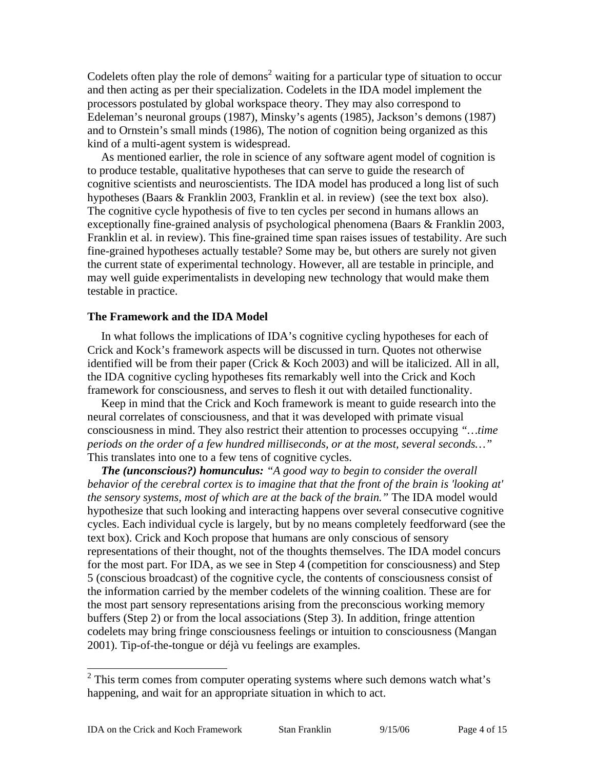Codelets often play the role of demons[2] waiting for a particular type of situation to occur and then acting as per their specialization. Codelets in the IDA model implement the processors postulated by global workspace theory. They may also correspond to Edeleman's neuronal groups (1987), Minsky's agents (1985), Jackson's demons (1987) and to Ornstein's small minds (1986), The notion of cognition being organized as this kind of a multi-agent system is widespread.

As mentioned earlier, the role in science of any software agent model of cognition is to produce testable, qualitative hypotheses that can serve to guide the research of cognitive scientists and neuroscientists. The IDA model has produced a long list of such hypotheses (Baars & Franklin 2003, Franklin et al. in review) (see the text box also). The cognitive cycle hypothesis of five to ten cycles per second in humans allows an exceptionally fine-grained analysis of psychological phenomena (Baars & Franklin 2003, Franklin et al. in review). This fine-grained time span raises issues of testability. Are such fine-grained hypotheses actually testable? Some may be, but others are surely not given the current state of experimental technology. However, all are testable in principle, and may well guide experimentalists in developing new technology that would make them testable in practice.

### The Framework and the IDA Model

In what follows the implications of IDA's cognitive cycling hypotheses for each of Crick and Kock's framework aspects will be discussed in turn. Quotes not otherwise identified will be from their paper (Crick & Koch 2003) and will be italicized. All in all, the IDA cognitive cycling hypotheses fits remarkably well into the Crick and Koch framework for consciousness, and serves to flesh it out with detailed functionality.

Keep in mind that the Crick and Koch framework is meant to guide research into the neural correlates of consciousness, and that it was developed with primate visual consciousness in mind. They also restrict their attention to processes occupying *"…time periods on the order of a few hundred milliseconds, or at the most, several seconds…"* This translates into one to a few tens of cognitive cycles.

***The (unconscious?) homunculus:*** *"A good way to begin to consider the overall behavior of the cerebral cortex is to imagine that that the front of the brain is 'looking at' the sensory systems, most of which are at the back of the brain."* The IDA model would hypothesize that such looking and interacting happens over several consecutive cognitive cycles. Each individual cycle is largely, but by no means completely feedforward (see the text box). Crick and Koch propose that humans are only conscious of sensory representations of their thought, not of the thoughts themselves. The IDA model concurs for the most part. For IDA, as we see in Step 4 (competition for consciousness) and Step 5 (conscious broadcast) of the cognitive cycle, the contents of consciousness consist of the information carried by the member codelets of the winning coalition. These are for the most part sensory representations arising from the preconscious working memory buffers (Step 2) or from the local associations (Step 3). In addition, fringe attention codelets may bring fringe consciousness feelings or intuition to consciousness (Mangan 2001). Tip-of-the-tongue or déjà vu feelings are examples.

---

[2] This term comes from computer operating systems where such demons watch what's happening, and wait for an appropriate situation in which to act.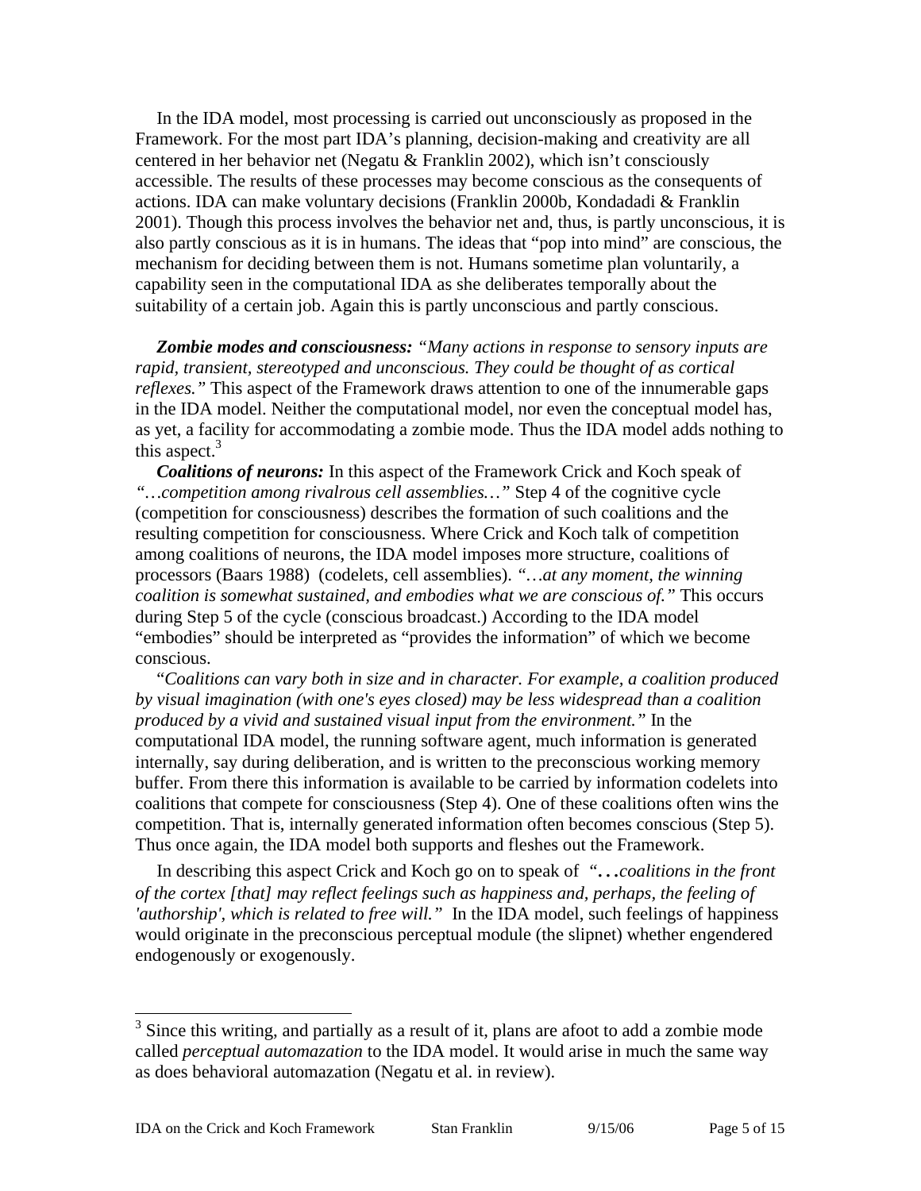In the IDA model, most processing is carried out unconsciously as proposed in the Framework. For the most part IDA's planning, decision-making and creativity are all centered in her behavior net (Negatu & Franklin 2002), which isn't consciously accessible. The results of these processes may become conscious as the consequents of actions. IDA can make voluntary decisions (Franklin 2000b, Kondadadi & Franklin 2001). Though this process involves the behavior net and, thus, is partly unconscious, it is also partly conscious as it is in humans. The ideas that "pop into mind" are conscious, the mechanism for deciding between them is not. Humans sometime plan voluntarily, a capability seen in the computational IDA as she deliberates temporally about the suitability of a certain job. Again this is partly unconscious and partly conscious.

***Zombie modes and consciousness:*** *"Many actions in response to sensory inputs are rapid, transient, stereotyped and unconscious. They could be thought of as cortical reflexes."* This aspect of the Framework draws attention to one of the innumerable gaps in the IDA model. Neither the computational model, nor even the conceptual model has, as yet, a facility for accommodating a zombie mode. Thus the IDA model adds nothing to this aspect.[3]

***Coalitions of neurons:*** In this aspect of the Framework Crick and Koch speak of *"…competition among rivalrous cell assemblies…"* Step 4 of the cognitive cycle (competition for consciousness) describes the formation of such coalitions and the resulting competition for consciousness. Where Crick and Koch talk of competition among coalitions of neurons, the IDA model imposes more structure, coalitions of processors (Baars 1988) (codelets, cell assemblies). *"…at any moment, the winning coalition is somewhat sustained, and embodies what we are conscious of."* This occurs during Step 5 of the cycle (conscious broadcast.) According to the IDA model "embodies" should be interpreted as "provides the information" of which we become conscious.

"*Coalitions can vary both in size and in character. For example, a coalition produced by visual imagination (with one's eyes closed) may be less widespread than a coalition produced by a vivid and sustained visual input from the environment."* In the computational IDA model, the running software agent, much information is generated internally, say during deliberation, and is written to the preconscious working memory buffer. From there this information is available to be carried by information codelets into coalitions that compete for consciousness (Step 4). One of these coalitions often wins the competition. That is, internally generated information often becomes conscious (Step 5). Thus once again, the IDA model both supports and fleshes out the Framework.

In describing this aspect Crick and Koch go on to speak of *"…coalitions in the front of the cortex [that] may reflect feelings such as happiness and, perhaps, the feeling of 'authorship', which is related to free will."* In the IDA model, such feelings of happiness would originate in the preconscious perceptual module (the slipnet) whether engendered endogenously or exogenously.

---

[3] Since this writing, and partially as a result of it, plans are afoot to add a zombie mode called *perceptual automazation* to the IDA model. It would arise in much the same way as does behavioral automazation (Negatu et al. in review).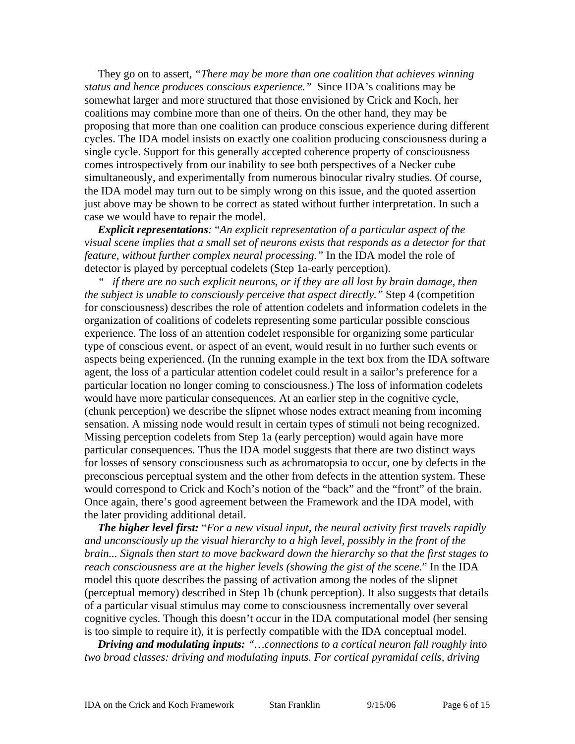They go on to assert, *"There may be more than one coalition that achieves winning status and hence produces conscious experience."* Since IDA's coalitions may be somewhat larger and more structured that those envisioned by Crick and Koch, her coalitions may combine more than one of theirs. On the other hand, they may be proposing that more than one coalition can produce conscious experience during different cycles. The IDA model insists on exactly one coalition producing consciousness during a single cycle. Support for this generally accepted coherence property of consciousness comes introspectively from our inability to see both perspectives of a Necker cube simultaneously, and experimentally from numerous binocular rivalry studies. Of course, the IDA model may turn out to be simply wrong on this issue, and the quoted assertion just above may be shown to be correct as stated without further interpretation. In such a case we would have to repair the model.

***Explicit representations****: "An explicit representation of a particular aspect of the visual scene implies that a small set of neurons exists that responds as a detector for that feature, without further complex neural processing."* In the IDA model the role of detector is played by perceptual codelets (Step 1a-early perception).

*" if there are no such explicit neurons, or if they are all lost by brain damage, then the subject is unable to consciously perceive that aspect directly."* Step 4 (competition for consciousness) describes the role of attention codelets and information codelets in the organization of coalitions of codelets representing some particular possible conscious experience. The loss of an attention codelet responsible for organizing some particular type of conscious event, or aspect of an event, would result in no further such events or aspects being experienced. (In the running example in the text box from the IDA software agent, the loss of a particular attention codelet could result in a sailor's preference for a particular location no longer coming to consciousness.) The loss of information codelets would have more particular consequences. At an earlier step in the cognitive cycle, (chunk perception) we describe the slipnet whose nodes extract meaning from incoming sensation. A missing node would result in certain types of stimuli not being recognized. Missing perception codelets from Step 1a (early perception) would again have more particular consequences. Thus the IDA model suggests that there are two distinct ways for losses of sensory consciousness such as achromatopsia to occur, one by defects in the preconscious perceptual system and the other from defects in the attention system. These would correspond to Crick and Koch's notion of the "back" and the "front" of the brain. Once again, there's good agreement between the Framework and the IDA model, with the later providing additional detail.

***The higher level first:*** "*For a new visual input, the neural activity first travels rapidly and unconsciously up the visual hierarchy to a high level, possibly in the front of the brain... Signals then start to move backward down the hierarchy so that the first stages to reach consciousness are at the higher levels (showing the gist of the scene*." In the IDA model this quote describes the passing of activation among the nodes of the slipnet (perceptual memory) described in Step 1b (chunk perception). It also suggests that details of a particular visual stimulus may come to consciousness incrementally over several cognitive cycles. Though this doesn't occur in the IDA computational model (her sensing is too simple to require it), it is perfectly compatible with the IDA conceptual model.

***Driving and modulating inputs:*** *"…connections to a cortical neuron fall roughly into two broad classes: driving and modulating inputs. For cortical pyramidal cells, driving*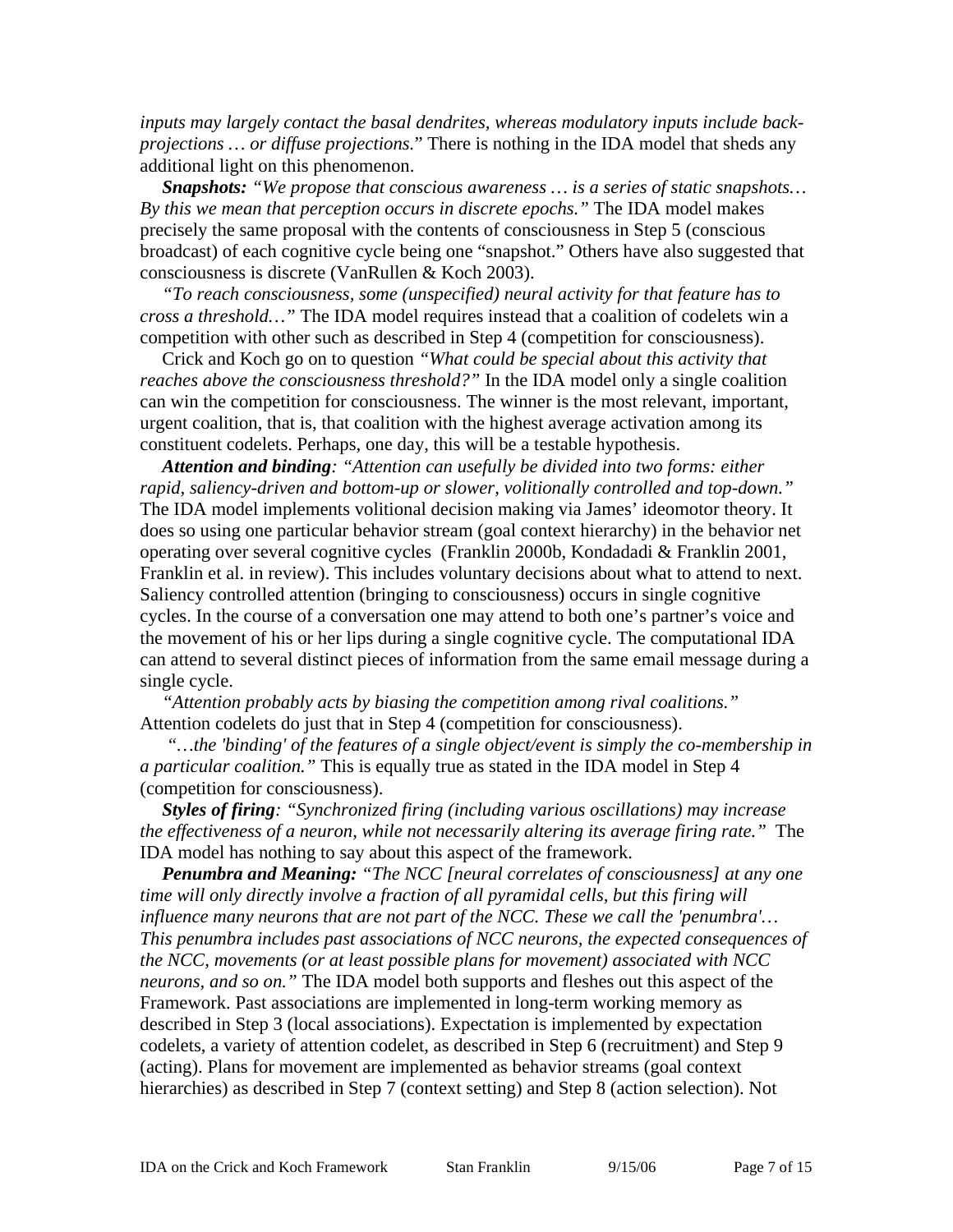*inputs may largely contact the basal dendrites, whereas modulatory inputs include back-projections … or diffuse projections.*" There is nothing in the IDA model that sheds any additional light on this phenomenon.

***Snapshots:*** *"We propose that conscious awareness … is a series of static snapshots… By this we mean that perception occurs in discrete epochs."* The IDA model makes precisely the same proposal with the contents of consciousness in Step 5 (conscious broadcast) of each cognitive cycle being one "snapshot." Others have also suggested that consciousness is discrete (VanRullen & Koch 2003).

*"To reach consciousness, some (unspecified) neural activity for that feature has to cross a threshold…"* The IDA model requires instead that a coalition of codelets win a competition with other such as described in Step 4 (competition for consciousness).

Crick and Koch go on to question *"What could be special about this activity that reaches above the consciousness threshold?"* In the IDA model only a single coalition can win the competition for consciousness. The winner is the most relevant, important, urgent coalition, that is, that coalition with the highest average activation among its constituent codelets. Perhaps, one day, this will be a testable hypothesis.

***Attention and binding****: "Attention can usefully be divided into two forms: either rapid, saliency-driven and bottom-up or slower, volitionally controlled and top-down."* The IDA model implements volitional decision making via James' ideomotor theory. It does so using one particular behavior stream (goal context hierarchy) in the behavior net operating over several cognitive cycles (Franklin 2000b, Kondadadi & Franklin 2001, Franklin et al. in review). This includes voluntary decisions about what to attend to next. Saliency controlled attention (bringing to consciousness) occurs in single cognitive cycles. In the course of a conversation one may attend to both one's partner's voice and the movement of his or her lips during a single cognitive cycle. The computational IDA can attend to several distinct pieces of information from the same email message during a single cycle.

*"Attention probably acts by biasing the competition among rival coalitions."* Attention codelets do just that in Step 4 (competition for consciousness).

*"…the 'binding' of the features of a single object/event is simply the co-membership in a particular coalition."* This is equally true as stated in the IDA model in Step 4 (competition for consciousness).

***Styles of firing****: "Synchronized firing (including various oscillations) may increase the effectiveness of a neuron, while not necessarily altering its average firing rate."* The IDA model has nothing to say about this aspect of the framework.

***Penumbra and Meaning:*** *"The NCC [neural correlates of consciousness] at any one time will only directly involve a fraction of all pyramidal cells, but this firing will influence many neurons that are not part of the NCC. These we call the 'penumbra'… This penumbra includes past associations of NCC neurons, the expected consequences of the NCC, movements (or at least possible plans for movement) associated with NCC neurons, and so on."* The IDA model both supports and fleshes out this aspect of the Framework. Past associations are implemented in long-term working memory as described in Step 3 (local associations). Expectation is implemented by expectation codelets, a variety of attention codelet, as described in Step 6 (recruitment) and Step 9 (acting). Plans for movement are implemented as behavior streams (goal context hierarchies) as described in Step 7 (context setting) and Step 8 (action selection). Not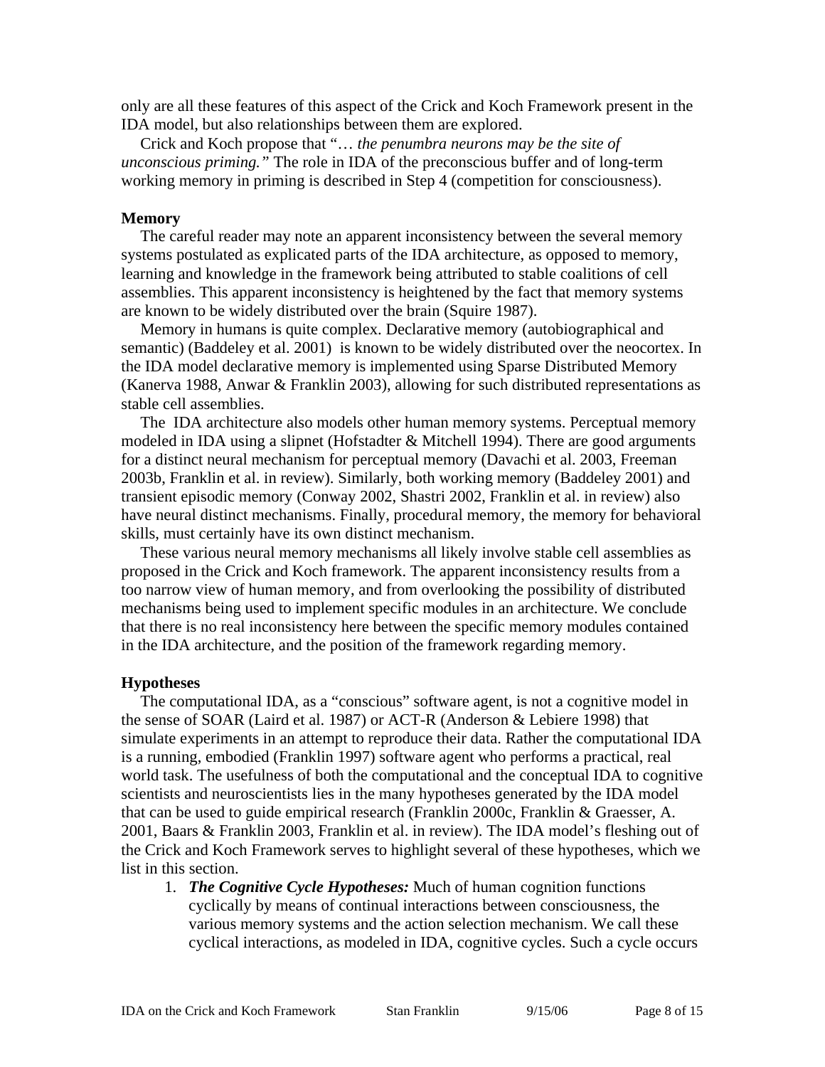only are all these features of this aspect of the Crick and Koch Framework present in the IDA model, but also relationships between them are explored.

Crick and Koch propose that "… *the penumbra neurons may be the site of unconscious priming."* The role in IDA of the preconscious buffer and of long-term working memory in priming is described in Step 4 (competition for consciousness).

**Memory**

The careful reader may note an apparent inconsistency between the several memory systems postulated as explicated parts of the IDA architecture, as opposed to memory, learning and knowledge in the framework being attributed to stable coalitions of cell assemblies. This apparent inconsistency is heightened by the fact that memory systems are known to be widely distributed over the brain (Squire 1987).

Memory in humans is quite complex. Declarative memory (autobiographical and semantic) (Baddeley et al. 2001) is known to be widely distributed over the neocortex. In the IDA model declarative memory is implemented using Sparse Distributed Memory (Kanerva 1988, Anwar & Franklin 2003), allowing for such distributed representations as stable cell assemblies.

The IDA architecture also models other human memory systems. Perceptual memory modeled in IDA using a slipnet (Hofstadter & Mitchell 1994). There are good arguments for a distinct neural mechanism for perceptual memory (Davachi et al. 2003, Freeman 2003b, Franklin et al. in review). Similarly, both working memory (Baddeley 2001) and transient episodic memory (Conway 2002, Shastri 2002, Franklin et al. in review) also have neural distinct mechanisms. Finally, procedural memory, the memory for behavioral skills, must certainly have its own distinct mechanism.

These various neural memory mechanisms all likely involve stable cell assemblies as proposed in the Crick and Koch framework. The apparent inconsistency results from a too narrow view of human memory, and from overlooking the possibility of distributed mechanisms being used to implement specific modules in an architecture. We conclude that there is no real inconsistency here between the specific memory modules contained in the IDA architecture, and the position of the framework regarding memory.

**Hypotheses**

The computational IDA, as a "conscious" software agent, is not a cognitive model in the sense of SOAR (Laird et al. 1987) or ACT-R (Anderson & Lebiere 1998) that simulate experiments in an attempt to reproduce their data. Rather the computational IDA is a running, embodied (Franklin 1997) software agent who performs a practical, real world task. The usefulness of both the computational and the conceptual IDA to cognitive scientists and neuroscientists lies in the many hypotheses generated by the IDA model that can be used to guide empirical research (Franklin 2000c, Franklin & Graesser, A. 2001, Baars & Franklin 2003, Franklin et al. in review). The IDA model's fleshing out of the Crick and Koch Framework serves to highlight several of these hypotheses, which we list in this section.

1. ***The Cognitive Cycle Hypotheses:*** Much of human cognition functions cyclically by means of continual interactions between consciousness, the various memory systems and the action selection mechanism. We call these cyclical interactions, as modeled in IDA, cognitive cycles. Such a cycle occurs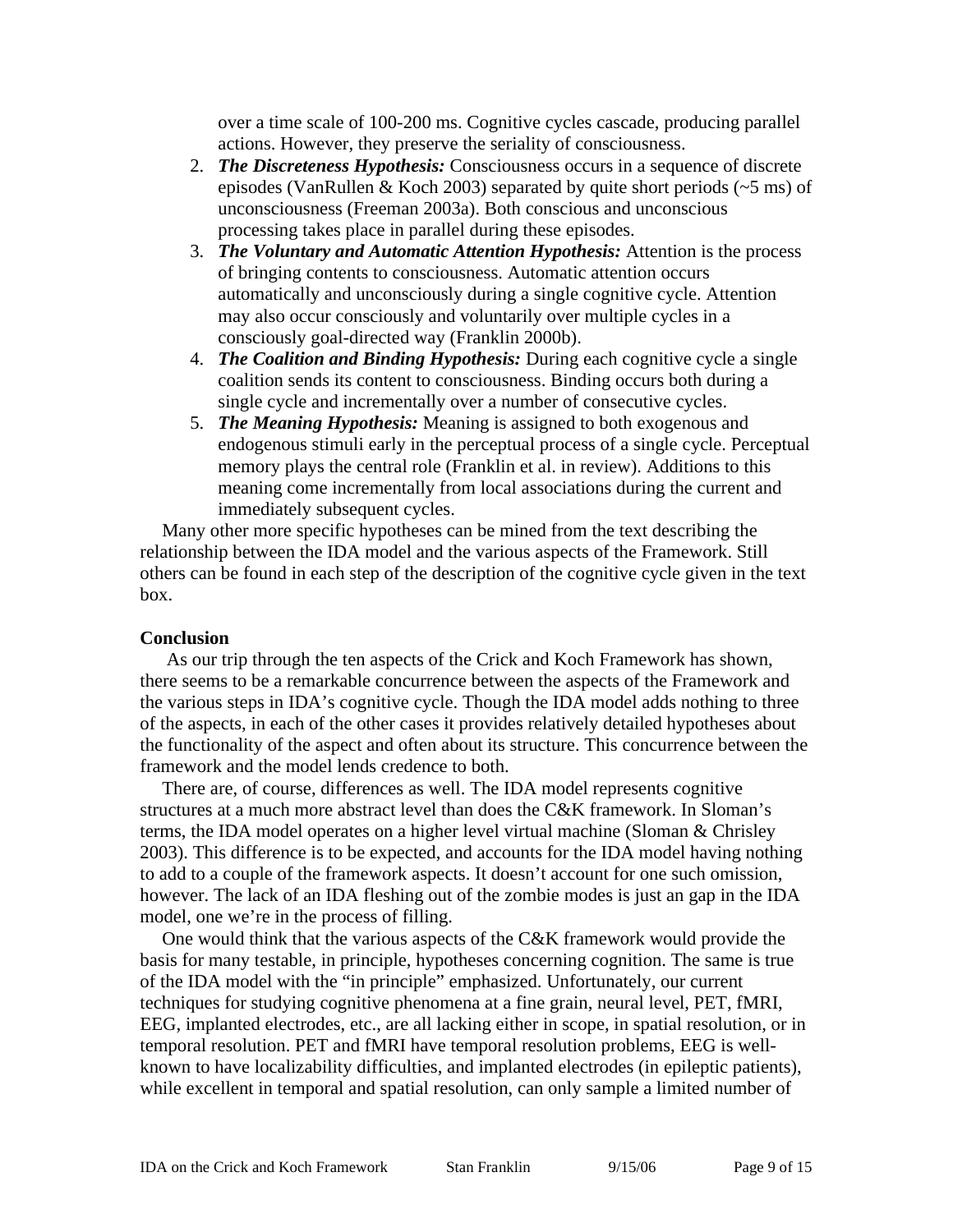over a time scale of 100-200 ms. Cognitive cycles cascade, producing parallel actions. However, they preserve the seriality of consciousness.

2. ***The Discreteness Hypothesis:*** Consciousness occurs in a sequence of discrete episodes (VanRullen & Koch 2003) separated by quite short periods (~5 ms) of unconsciousness (Freeman 2003a). Both conscious and unconscious processing takes place in parallel during these episodes.
3. ***The Voluntary and Automatic Attention Hypothesis:*** Attention is the process of bringing contents to consciousness. Automatic attention occurs automatically and unconsciously during a single cognitive cycle. Attention may also occur consciously and voluntarily over multiple cycles in a consciously goal-directed way (Franklin 2000b).
4. ***The Coalition and Binding Hypothesis:*** During each cognitive cycle a single coalition sends its content to consciousness. Binding occurs both during a single cycle and incrementally over a number of consecutive cycles.
5. ***The Meaning Hypothesis:*** Meaning is assigned to both exogenous and endogenous stimuli early in the perceptual process of a single cycle. Perceptual memory plays the central role (Franklin et al. in review). Additions to this meaning come incrementally from local associations during the current and immediately subsequent cycles.

Many other more specific hypotheses can be mined from the text describing the relationship between the IDA model and the various aspects of the Framework. Still others can be found in each step of the description of the cognitive cycle given in the text box.

**Conclusion**

As our trip through the ten aspects of the Crick and Koch Framework has shown, there seems to be a remarkable concurrence between the aspects of the Framework and the various steps in IDA's cognitive cycle. Though the IDA model adds nothing to three of the aspects, in each of the other cases it provides relatively detailed hypotheses about the functionality of the aspect and often about its structure. This concurrence between the framework and the model lends credence to both.

There are, of course, differences as well. The IDA model represents cognitive structures at a much more abstract level than does the C&K framework. In Sloman's terms, the IDA model operates on a higher level virtual machine (Sloman & Chrisley 2003). This difference is to be expected, and accounts for the IDA model having nothing to add to a couple of the framework aspects. It doesn't account for one such omission, however. The lack of an IDA fleshing out of the zombie modes is just an gap in the IDA model, one we're in the process of filling.

One would think that the various aspects of the C&K framework would provide the basis for many testable, in principle, hypotheses concerning cognition. The same is true of the IDA model with the "in principle" emphasized. Unfortunately, our current techniques for studying cognitive phenomena at a fine grain, neural level, PET, fMRI, EEG, implanted electrodes, etc., are all lacking either in scope, in spatial resolution, or in temporal resolution. PET and fMRI have temporal resolution problems, EEG is well-known to have localizability difficulties, and implanted electrodes (in epileptic patients), while excellent in temporal and spatial resolution, can only sample a limited number of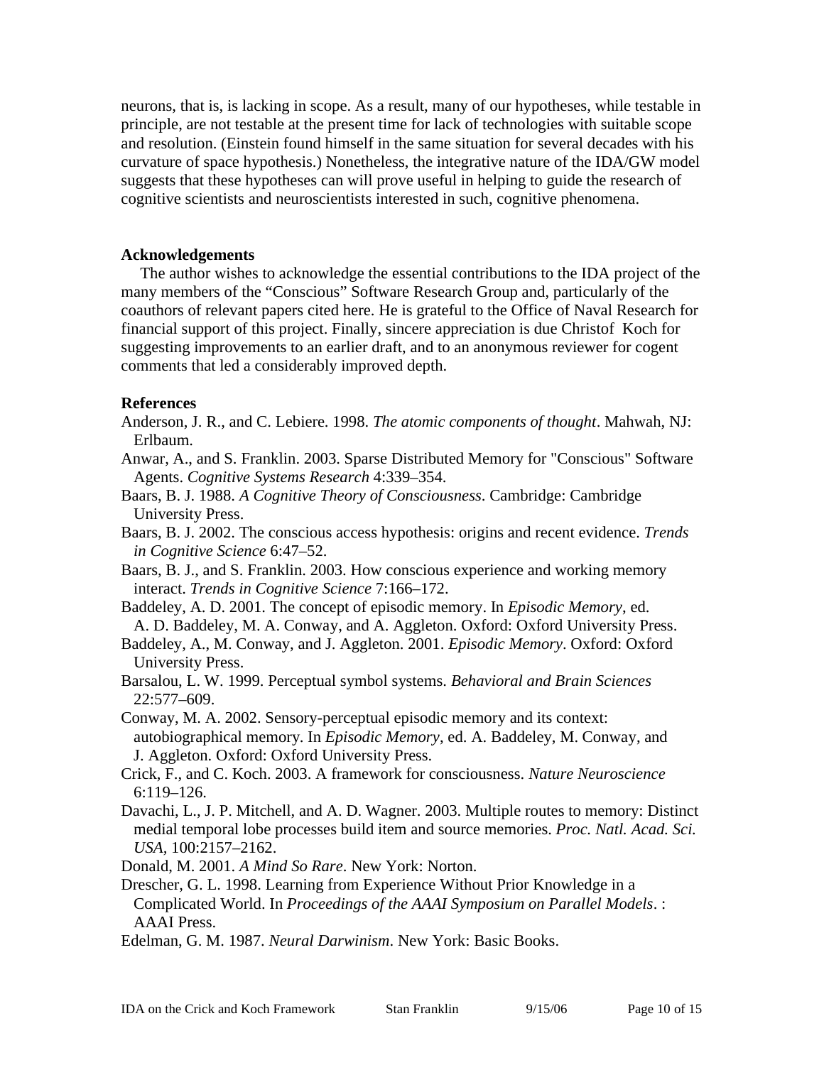neurons, that is, is lacking in scope. As a result, many of our hypotheses, while testable in principle, are not testable at the present time for lack of technologies with suitable scope and resolution. (Einstein found himself in the same situation for several decades with his curvature of space hypothesis.) Nonetheless, the integrative nature of the IDA/GW model suggests that these hypotheses can will prove useful in helping to guide the research of cognitive scientists and neuroscientists interested in such, cognitive phenomena.

### Acknowledgements

The author wishes to acknowledge the essential contributions to the IDA project of the many members of the "Conscious" Software Research Group and, particularly of the coauthors of relevant papers cited here. He is grateful to the Office of Naval Research for financial support of this project. Finally, sincere appreciation is due Christof Koch for suggesting improvements to an earlier draft, and to an anonymous reviewer for cogent comments that led a considerably improved depth.

### References

Anderson, J. R., and C. Lebiere. 1998. *The atomic components of thought*. Mahwah, NJ: Erlbaum.

Anwar, A., and S. Franklin. 2003. Sparse Distributed Memory for "Conscious" Software Agents. *Cognitive Systems Research* 4:339–354.

Baars, B. J. 1988. *A Cognitive Theory of Consciousness*. Cambridge: Cambridge University Press.

Baars, B. J. 2002. The conscious access hypothesis: origins and recent evidence. *Trends in Cognitive Science* 6:47–52.

Baars, B. J., and S. Franklin. 2003. How conscious experience and working memory interact. *Trends in Cognitive Science* 7:166–172.

Baddeley, A. D. 2001. The concept of episodic memory. In *Episodic Memory*, ed. A. D. Baddeley, M. A. Conway, and A. Aggleton. Oxford: Oxford University Press.

Baddeley, A., M. Conway, and J. Aggleton. 2001. *Episodic Memory*. Oxford: Oxford University Press.

Barsalou, L. W. 1999. Perceptual symbol systems. *Behavioral and Brain Sciences* 22:577–609.

Conway, M. A. 2002. Sensory-perceptual episodic memory and its context: autobiographical memory. In *Episodic Memory*, ed. A. Baddeley, M. Conway, and J. Aggleton. Oxford: Oxford University Press.

Crick, F., and C. Koch. 2003. A framework for consciousness. *Nature Neuroscience* 6:119–126.

Davachi, L., J. P. Mitchell, and A. D. Wagner. 2003. Multiple routes to memory: Distinct medial temporal lobe processes build item and source memories. *Proc. Natl. Acad. Sci. USA*, 100:2157–2162.

Donald, M. 2001. *A Mind So Rare*. New York: Norton.

Drescher, G. L. 1998. Learning from Experience Without Prior Knowledge in a Complicated World. In *Proceedings of the AAAI Symposium on Parallel Models*. : AAAI Press.

Edelman, G. M. 1987. *Neural Darwinism*. New York: Basic Books.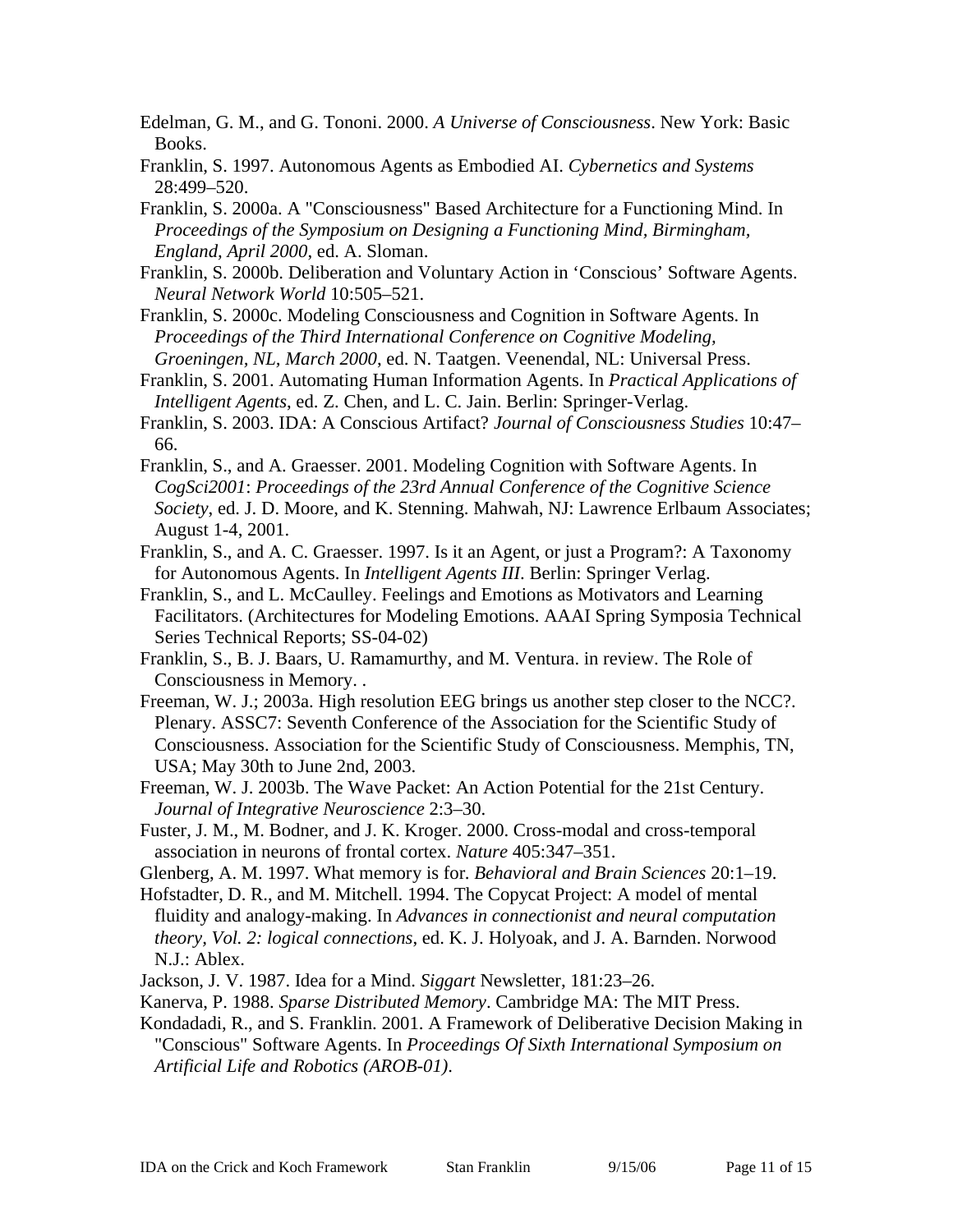Edelman, G. M., and G. Tononi. 2000. *A Universe of Consciousness*. New York: Basic Books.

Franklin, S. 1997. Autonomous Agents as Embodied AI. *Cybernetics and Systems* 28:499–520.

Franklin, S. 2000a. A "Consciousness" Based Architecture for a Functioning Mind. In *Proceedings of the Symposium on Designing a Functioning Mind, Birmingham, England, April 2000*, ed. A. Sloman.

Franklin, S. 2000b. Deliberation and Voluntary Action in 'Conscious' Software Agents. *Neural Network World* 10:505–521.

Franklin, S. 2000c. Modeling Consciousness and Cognition in Software Agents. In *Proceedings of the Third International Conference on Cognitive Modeling, Groeningen, NL, March 2000*, ed. N. Taatgen. Veenendal, NL: Universal Press.

Franklin, S. 2001. Automating Human Information Agents. In *Practical Applications of Intelligent Agents*, ed. Z. Chen, and L. C. Jain. Berlin: Springer-Verlag.

Franklin, S. 2003. IDA: A Conscious Artifact? *Journal of Consciousness Studies* 10:47–66.

Franklin, S., and A. Graesser. 2001. Modeling Cognition with Software Agents. In *CogSci2001*: *Proceedings of the 23rd Annual Conference of the Cognitive Science Society*, ed. J. D. Moore, and K. Stenning. Mahwah, NJ: Lawrence Erlbaum Associates; August 1-4, 2001.

Franklin, S., and A. C. Graesser. 1997. Is it an Agent, or just a Program?: A Taxonomy for Autonomous Agents. In *Intelligent Agents III*. Berlin: Springer Verlag.

Franklin, S., and L. McCaulley. Feelings and Emotions as Motivators and Learning Facilitators. (Architectures for Modeling Emotions. AAAI Spring Symposia Technical Series Technical Reports; SS-04-02)

Franklin, S., B. J. Baars, U. Ramamurthy, and M. Ventura. in review. The Role of Consciousness in Memory. .

Freeman, W. J.; 2003a. High resolution EEG brings us another step closer to the NCC?. Plenary. ASSC7: Seventh Conference of the Association for the Scientific Study of Consciousness. Association for the Scientific Study of Consciousness. Memphis, TN, USA; May 30th to June 2nd, 2003.

Freeman, W. J. 2003b. The Wave Packet: An Action Potential for the 21st Century. *Journal of Integrative Neuroscience* 2:3–30.

Fuster, J. M., M. Bodner, and J. K. Kroger. 2000. Cross-modal and cross-temporal association in neurons of frontal cortex. *Nature* 405:347–351.

Glenberg, A. M. 1997. What memory is for. *Behavioral and Brain Sciences* 20:1–19.

Hofstadter, D. R., and M. Mitchell. 1994. The Copycat Project: A model of mental fluidity and analogy-making. In *Advances in connectionist and neural computation theory, Vol. 2: logical connections*, ed. K. J. Holyoak, and J. A. Barnden. Norwood N.J.: Ablex.

Jackson, J. V. 1987. Idea for a Mind. *Siggart* Newsletter, 181:23–26.

Kanerva, P. 1988. *Sparse Distributed Memory*. Cambridge MA: The MIT Press.

Kondadadi, R., and S. Franklin. 2001. A Framework of Deliberative Decision Making in "Conscious" Software Agents. In *Proceedings Of Sixth International Symposium on Artificial Life and Robotics (AROB-01)*.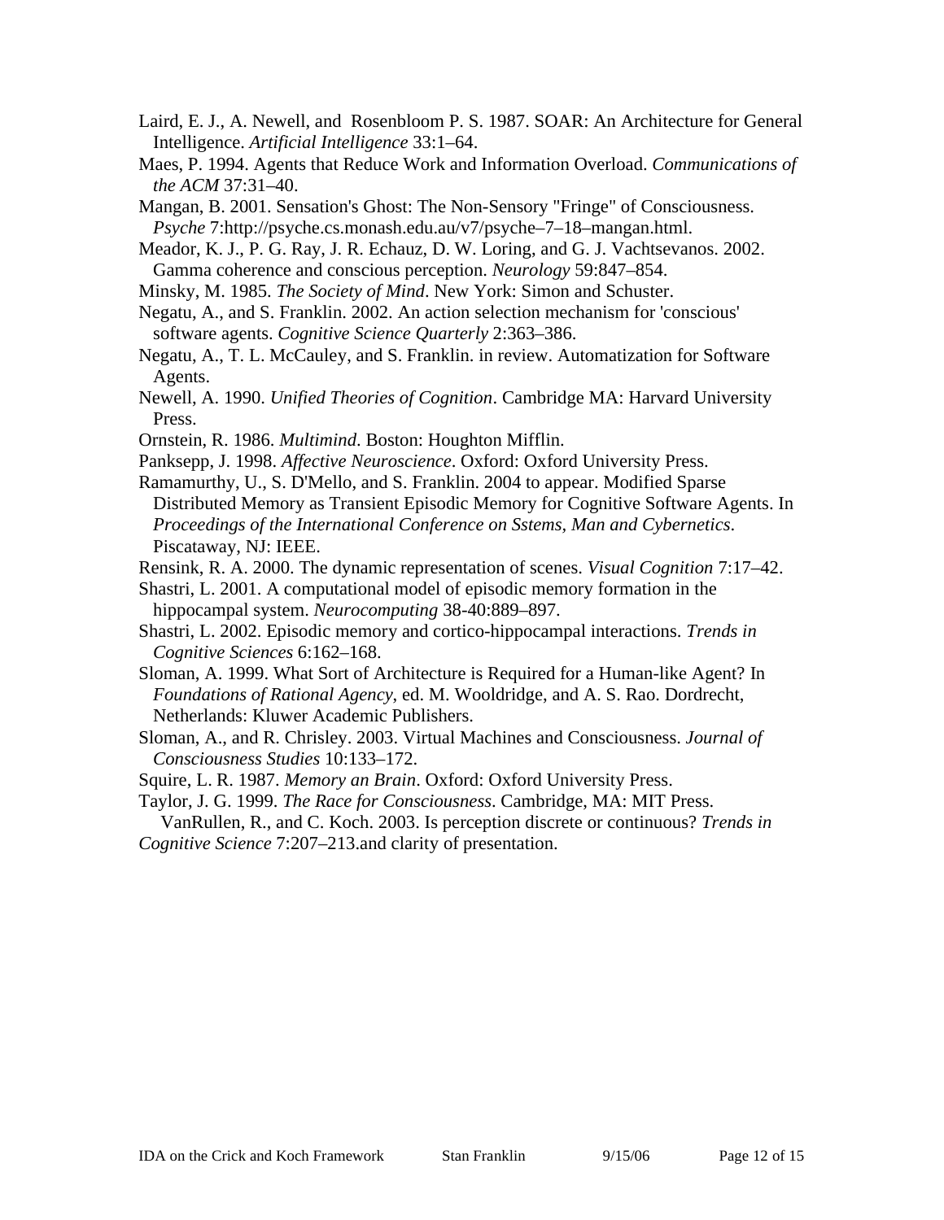Laird, E. J., A. Newell, and Rosenbloom P. S. 1987. SOAR: An Architecture for General Intelligence. *Artificial Intelligence* 33:1–64.

Maes, P. 1994. Agents that Reduce Work and Information Overload. *Communications of the ACM* 37:31–40.

Mangan, B. 2001. Sensation's Ghost: The Non-Sensory "Fringe" of Consciousness. *Psyche* 7:http://psyche.cs.monash.edu.au/v7/psyche–7–18–mangan.html.

Meador, K. J., P. G. Ray, J. R. Echauz, D. W. Loring, and G. J. Vachtsevanos. 2002. Gamma coherence and conscious perception. *Neurology* 59:847–854.

Minsky, M. 1985. *The Society of Mind*. New York: Simon and Schuster.

Negatu, A., and S. Franklin. 2002. An action selection mechanism for 'conscious' software agents. *Cognitive Science Quarterly* 2:363–386.

Negatu, A., T. L. McCauley, and S. Franklin. in review. Automatization for Software Agents.

Newell, A. 1990. *Unified Theories of Cognition*. Cambridge MA: Harvard University Press.

Ornstein, R. 1986. *Multimind*. Boston: Houghton Mifflin.

Panksepp, J. 1998. *Affective Neuroscience*. Oxford: Oxford University Press.

Ramamurthy, U., S. D'Mello, and S. Franklin. 2004 to appear. Modified Sparse Distributed Memory as Transient Episodic Memory for Cognitive Software Agents. In *Proceedings of the International Conference on Sstems, Man and Cybernetics*. Piscataway, NJ: IEEE.

Rensink, R. A. 2000. The dynamic representation of scenes. *Visual Cognition* 7:17–42.

Shastri, L. 2001. A computational model of episodic memory formation in the hippocampal system. *Neurocomputing* 38-40:889–897.

Shastri, L. 2002. Episodic memory and cortico-hippocampal interactions. *Trends in Cognitive Sciences* 6:162–168.

Sloman, A. 1999. What Sort of Architecture is Required for a Human-like Agent? In *Foundations of Rational Agency*, ed. M. Wooldridge, and A. S. Rao. Dordrecht, Netherlands: Kluwer Academic Publishers.

Sloman, A., and R. Chrisley. 2003. Virtual Machines and Consciousness. *Journal of Consciousness Studies* 10:133–172.

Squire, L. R. 1987. *Memory an Brain*. Oxford: Oxford University Press.

Taylor, J. G. 1999. *The Race for Consciousness*. Cambridge, MA: MIT Press.

VanRullen, R., and C. Koch. 2003. Is perception discrete or continuous? *Trends in Cognitive Science* 7:207–213.and clarity of presentation.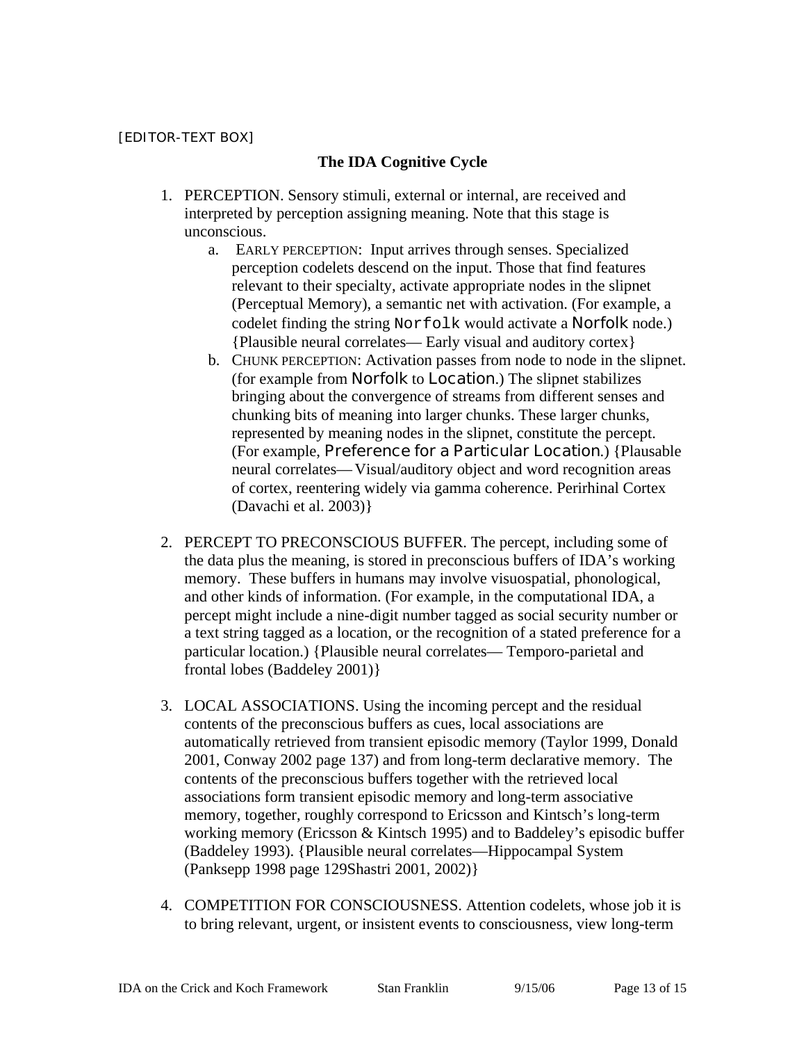[EDITOR-TEXT BOX]

**The IDA Cognitive Cycle**

1. PERCEPTION. Sensory stimuli, external or internal, are received and interpreted by perception assigning meaning. Note that this stage is unconscious.
    a. EARLY PERCEPTION: Input arrives through senses. Specialized perception codelets descend on the input. Those that find features relevant to their specialty, activate appropriate nodes in the slipnet (Perceptual Memory), a semantic net with activation. (For example, a codelet finding the string `Norfolk` would activate a Norfolk node.) {Plausible neural correlates— Early visual and auditory cortex}
    b. CHUNK PERCEPTION: Activation passes from node to node in the slipnet. (for example from Norfolk to Location.) The slipnet stabilizes bringing about the convergence of streams from different senses and chunking bits of meaning into larger chunks. These larger chunks, represented by meaning nodes in the slipnet, constitute the percept. (For example, Preference for a Particular Location.) {Plausable neural correlates— Visual/auditory object and word recognition areas of cortex, reentering widely via gamma coherence. Perirhinal Cortex (Davachi et al. 2003)}

2. PERCEPT TO PRECONSCIOUS BUFFER. The percept, including some of the data plus the meaning, is stored in preconscious buffers of IDA's working memory. These buffers in humans may involve visuospatial, phonological, and other kinds of information. (For example, in the computational IDA, a percept might include a nine-digit number tagged as social security number or a text string tagged as a location, or the recognition of a stated preference for a particular location.) {Plausible neural correlates— Temporo-parietal and frontal lobes (Baddeley 2001)}

3. LOCAL ASSOCIATIONS. Using the incoming percept and the residual contents of the preconscious buffers as cues, local associations are automatically retrieved from transient episodic memory (Taylor 1999, Donald 2001, Conway 2002 page 137) and from long-term declarative memory. The contents of the preconscious buffers together with the retrieved local associations form transient episodic memory and long-term associative memory, together, roughly correspond to Ericsson and Kintsch's long-term working memory (Ericsson & Kintsch 1995) and to Baddeley's episodic buffer (Baddeley 1993). {Plausible neural correlates—Hippocampal System (Panksepp 1998 page 129Shastri 2001, 2002)}

4. COMPETITION FOR CONSCIOUSNESS. Attention codelets, whose job it is to bring relevant, urgent, or insistent events to consciousness, view long-term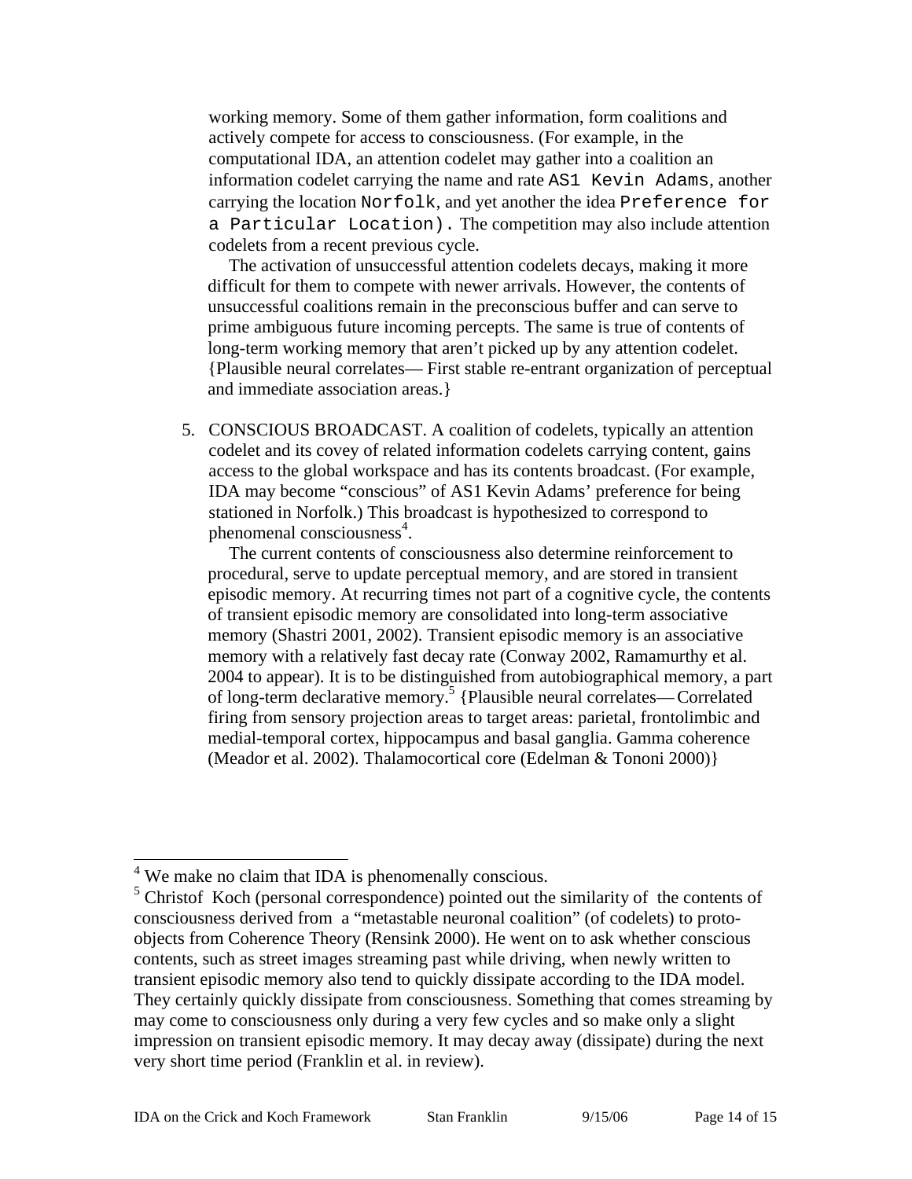working memory. Some of them gather information, form coalitions and actively compete for access to consciousness. (For example, in the computational IDA, an attention codelet may gather into a coalition an information codelet carrying the name and rate `AS1 Kevin Adams`, another carrying the location `Norfolk`, and yet another the idea `Preference for a Particular Location).` The competition may also include attention codelets from a recent previous cycle.

The activation of unsuccessful attention codelets decays, making it more difficult for them to compete with newer arrivals. However, the contents of unsuccessful coalitions remain in the preconscious buffer and can serve to prime ambiguous future incoming percepts. The same is true of contents of long-term working memory that aren't picked up by any attention codelet. {Plausible neural correlates— First stable re-entrant organization of perceptual and immediate association areas.}

5. CONSCIOUS BROADCAST. A coalition of codelets, typically an attention codelet and its covey of related information codelets carrying content, gains access to the global workspace and has its contents broadcast. (For example, IDA may become "conscious" of AS1 Kevin Adams' preference for being stationed in Norfolk.) This broadcast is hypothesized to correspond to phenomenal consciousness[4].

   The current contents of consciousness also determine reinforcement to procedural, serve to update perceptual memory, and are stored in transient episodic memory. At recurring times not part of a cognitive cycle, the contents of transient episodic memory are consolidated into long-term associative memory (Shastri 2001, 2002). Transient episodic memory is an associative memory with a relatively fast decay rate (Conway 2002, Ramamurthy et al. 2004 to appear). It is to be distinguished from autobiographical memory, a part of long-term declarative memory.[5] {Plausible neural correlates— Correlated firing from sensory projection areas to target areas: parietal, frontolimbic and medial-temporal cortex, hippocampus and basal ganglia. Gamma coherence (Meador et al. 2002). Thalamocortical core (Edelman & Tononi 2000)}

---

[4] We make no claim that IDA is phenomenally conscious.

[5] Christof Koch (personal correspondence) pointed out the similarity of the contents of consciousness derived from a "metastable neuronal coalition" (of codelets) to proto-objects from Coherence Theory (Rensink 2000). He went on to ask whether conscious contents, such as street images streaming past while driving, when newly written to transient episodic memory also tend to quickly dissipate according to the IDA model. They certainly quickly dissipate from consciousness. Something that comes streaming by may come to consciousness only during a very few cycles and so make only a slight impression on transient episodic memory. It may decay away (dissipate) during the next very short time period (Franklin et al. in review).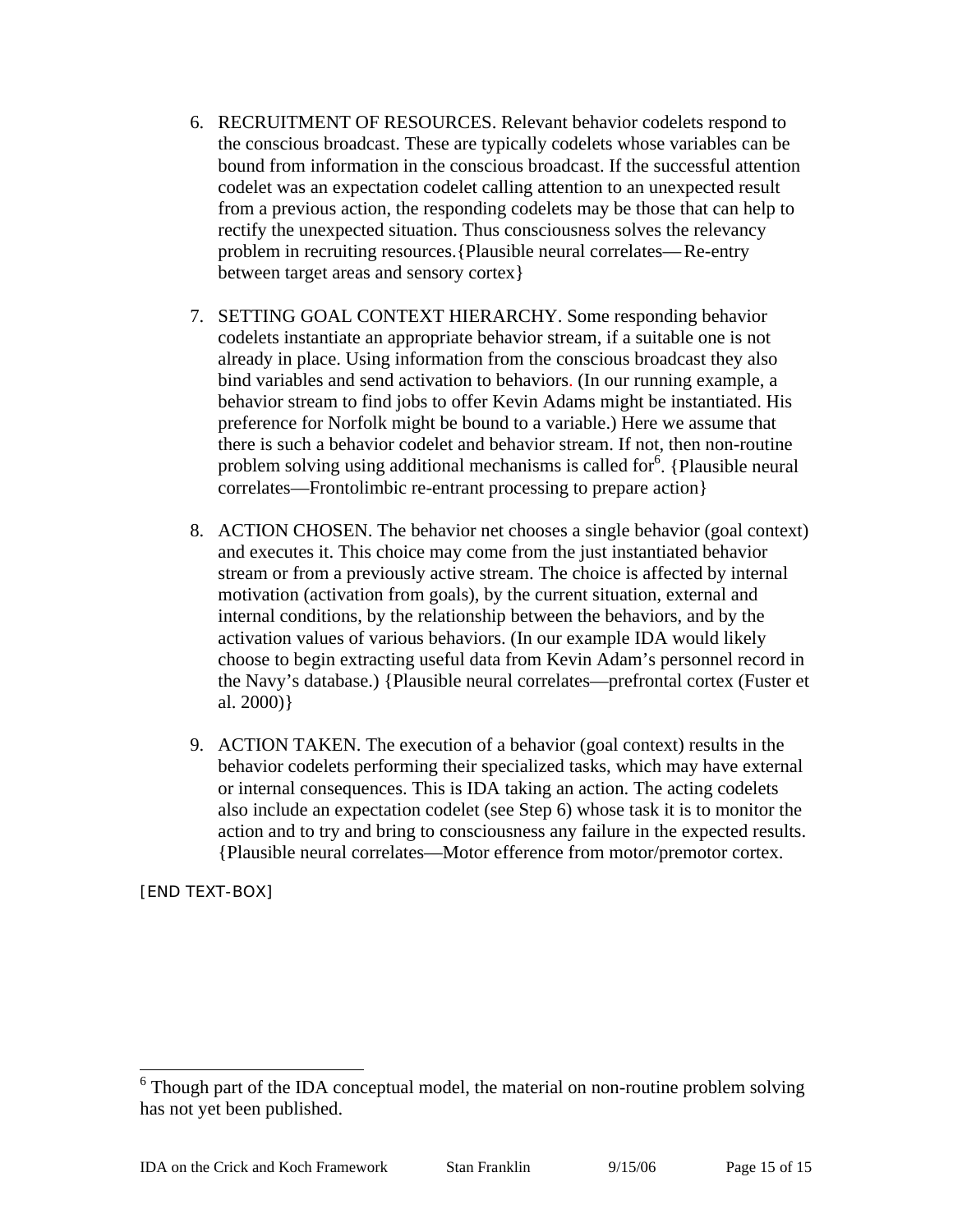6. RECRUITMENT OF RESOURCES. Relevant behavior codelets respond to the conscious broadcast. These are typically codelets whose variables can be bound from information in the conscious broadcast. If the successful attention codelet was an expectation codelet calling attention to an unexpected result from a previous action, the responding codelets may be those that can help to rectify the unexpected situation. Thus consciousness solves the relevancy problem in recruiting resources.{Plausible neural correlates— Re-entry between target areas and sensory cortex}

7. SETTING GOAL CONTEXT HIERARCHY. Some responding behavior codelets instantiate an appropriate behavior stream, if a suitable one is not already in place. Using information from the conscious broadcast they also bind variables and send activation to behaviors. (In our running example, a behavior stream to find jobs to offer Kevin Adams might be instantiated. His preference for Norfolk might be bound to a variable.) Here we assume that there is such a behavior codelet and behavior stream. If not, then non-routine problem solving using additional mechanisms is called for[6]. {Plausible neural correlates—Frontolimbic re-entrant processing to prepare action}

8. ACTION CHOSEN. The behavior net chooses a single behavior (goal context) and executes it. This choice may come from the just instantiated behavior stream or from a previously active stream. The choice is affected by internal motivation (activation from goals), by the current situation, external and internal conditions, by the relationship between the behaviors, and by the activation values of various behaviors. (In our example IDA would likely choose to begin extracting useful data from Kevin Adam's personnel record in the Navy's database.) {Plausible neural correlates—prefrontal cortex (Fuster et al. 2000)}

9. ACTION TAKEN. The execution of a behavior (goal context) results in the behavior codelets performing their specialized tasks, which may have external or internal consequences. This is IDA taking an action. The acting codelets also include an expectation codelet (see Step 6) whose task it is to monitor the action and to try and bring to consciousness any failure in the expected results. {Plausible neural correlates—Motor efference from motor/premotor cortex.

[END TEXT-BOX]

---

[6] Though part of the IDA conceptual model, the material on non-routine problem solving has not yet been published.